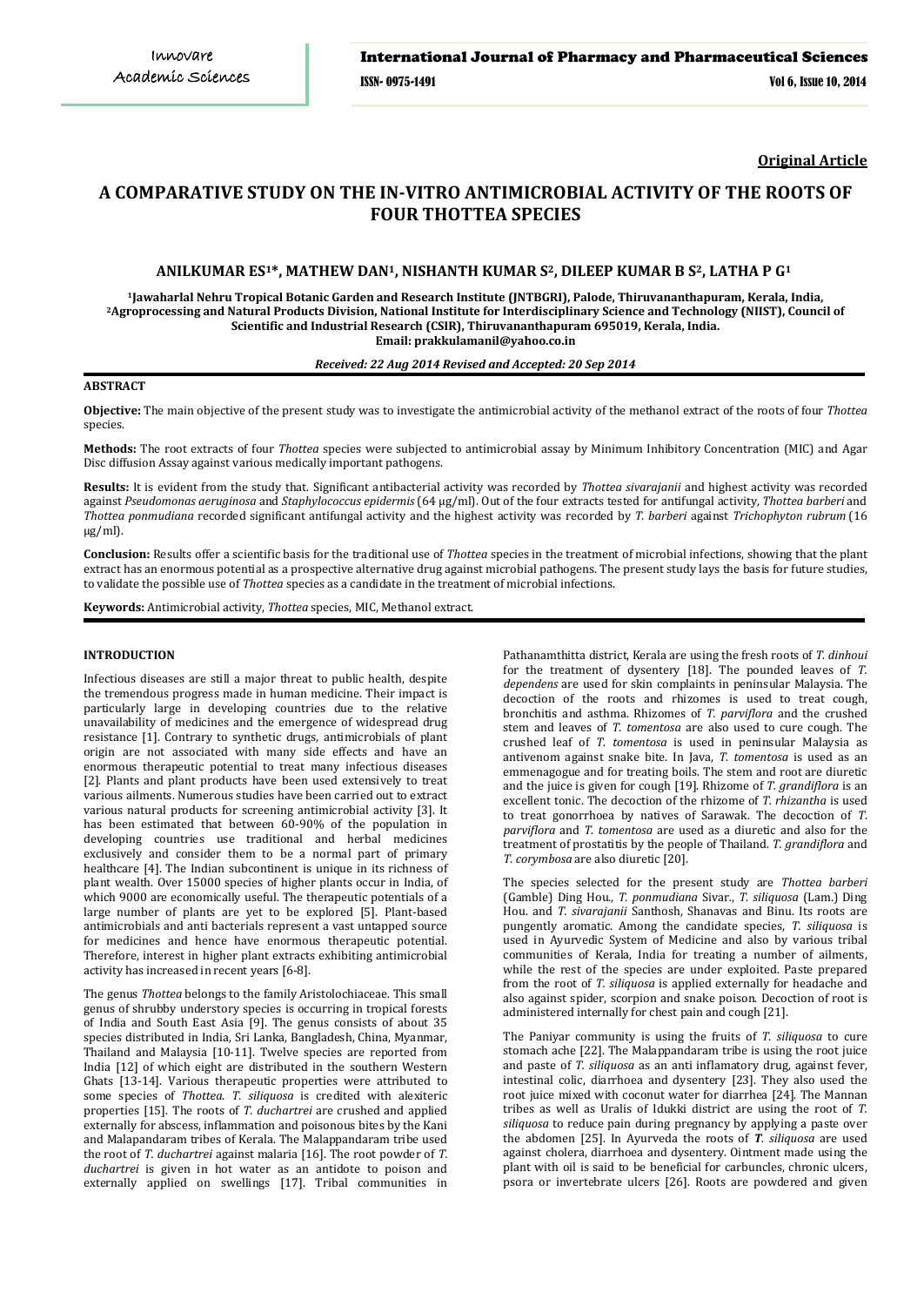Original Article

# A COMPARATIVE STUDY ON THE IN-VITRO ANTIMICROBIAL ACTIVITY OF THE ROOTS OF FOUR THOTTEA SPECIES

**ANILKUMAR ES[1]*, MATHEW DAN[1], NISHANTH KUMAR S[2], DILEEP KUMAR B S[2], LATHA P G[1]**

[1]Jawaharlal Nehru Tropical Botanic Garden and Research Institute (JNTBGRI), Palode, Thiruvananthapuram, Kerala, India, [2]Agroprocessing and Natural Products Division, National Institute for Interdisciplinary Science and Technology (NIIST), Council of Scientific and Industrial Research (CSIR), Thiruvananthapuram 695019, Kerala, India.
Email: prakkulamanil@yahoo.co.in

*Received: 22 Aug 2014 Revised and Accepted: 20 Sep 2014*

## ABSTRACT

**Objective:** The main objective of the present study was to investigate the antimicrobial activity of the methanol extract of the roots of four *Thottea* species.

**Methods:** The root extracts of four *Thottea* species were subjected to antimicrobial assay by Minimum Inhibitory Concentration (MIC) and Agar Disc diffusion Assay against various medically important pathogens.

**Results:** It is evident from the study that. Significant antibacterial activity was recorded by *Thottea sivarajanii* and highest activity was recorded against *Pseudomonas aeruginosa* and *Staphylococcus epidermis* (64 µg/ml). Out of the four extracts tested for antifungal activity, *Thottea barberi* and *Thottea ponmudiana* recorded significant antifungal activity and the highest activity was recorded by *T. barberi* against *Trichophyton rubrum* (16 µg/ml).

**Conclusion:** Results offer a scientific basis for the traditional use of *Thottea* species in the treatment of microbial infections, showing that the plant extract has an enormous potential as a prospective alternative drug against microbial pathogens. The present study lays the basis for future studies, to validate the possible use of *Thottea* species as a candidate in the treatment of microbial infections.

**Keywords:** Antimicrobial activity, *Thottea* species, MIC, Methanol extract.

## INTRODUCTION

Infectious diseases are still a major threat to public health, despite the tremendous progress made in human medicine. Their impact is particularly large in developing countries due to the relative unavailability of medicines and the emergence of widespread drug resistance [1]. Contrary to synthetic drugs, antimicrobials of plant origin are not associated with many side effects and have an enormous therapeutic potential to treat many infectious diseases [2]. Plants and plant products have been used extensively to treat various ailments. Numerous studies have been carried out to extract various natural products for screening antimicrobial activity [3]. It has been estimated that between 60-90% of the population in developing countries use traditional and herbal medicines exclusively and consider them to be a normal part of primary healthcare [4]. The Indian subcontinent is unique in its richness of plant wealth. Over 15000 species of higher plants occur in India, of which 9000 are economically useful. The therapeutic potentials of a large number of plants are yet to be explored [5]. Plant-based antimicrobials and anti bacterials represent a vast untapped source for medicines and hence have enormous therapeutic potential. Therefore, interest in higher plant extracts exhibiting antimicrobial activity has increased in recent years [6-8].

The genus *Thottea* belongs to the family Aristolochiaceae. This small genus of shrubby understory species is occurring in tropical forests of India and South East Asia [9]. The genus consists of about 35 species distributed in India, Sri Lanka, Bangladesh, China, Myanmar, Thailand and Malaysia [10-11]. Twelve species are reported from India [12] of which eight are distributed in the southern Western Ghats [13-14]. Various therapeutic properties were attributed to some species of *Thottea*. *T. siliquosa* is credited with alexiteric properties [15]. The roots of *T. duchartrei* are crushed and applied externally for abscess, inflammation and poisonous bites by the Kani and Malapandaram tribes of Kerala. The Malappandaram tribe used the root of *T. duchartrei* against malaria [16]. The root powder of *T. duchartrei* is given in hot water as an antidote to poison and externally applied on swellings [17]. Tribal communities in Pathanamthitta district, Kerala are using the fresh roots of *T. dinhoui* for the treatment of dysentery [18]. The pounded leaves of *T. dependens* are used for skin complaints in peninsular Malaysia. The decoction of the roots and rhizomes is used to treat cough, bronchitis and asthma. Rhizomes of *T. parviflora* and the crushed stem and leaves of *T. tomentosa* are also used to cure cough. The crushed leaf of *T. tomentosa* is used in peninsular Malaysia as antivenom against snake bite. In Java, *T. tomentosa* is used as an emmenagogue and for treating boils. The stem and root are diuretic and the juice is given for cough [19]. Rhizome of *T. grandiflora* is an excellent tonic. The decoction of the rhizome of *T. rhizantha* is used to treat gonorrhoea by natives of Sarawak. The decoction of *T. parviflora* and *T. tomentosa* are used as a diuretic and also for the treatment of prostatitis by the people of Thailand. *T. grandiflora* and *T. corymbosa* are also diuretic [20].

The species selected for the present study are *Thottea barberi* (Gamble) Ding Hou., *T. ponmudiana* Sivar., *T. siliquosa* (Lam.) Ding Hou. and *T. sivarajanii* Santhosh, Shanavas and Binu. Its roots are pungently aromatic. Among the candidate species, *T. siliquosa* is used in Ayurvedic System of Medicine and also by various tribal communities of Kerala, India for treating a number of ailments, while the rest of the species are under exploited. Paste prepared from the root of *T. siliquosa* is applied externally for headache and also against spider, scorpion and snake poison. Decoction of root is administered internally for chest pain and cough [21].

The Paniyar community is using the fruits of *T. siliquosa* to cure stomach ache [22]. The Malappandaram tribe is using the root juice and paste of *T. siliquosa* as an anti inflammatory drug, against fever, intestinal colic, diarrhoea and dysentery [23]. They also used the root juice mixed with coconut water for diarrhea [24]. The Mannan tribes as well as Uralis of Idukki district are using the root of *T. siliquosa* to reduce pain during pregnancy by applying a paste over the abdomen [25]. In Ayurveda the roots of ***T.*** *siliquosa* are used against cholera, diarrhoea and dysentery. Ointment made using the plant with oil is said to be beneficial for carbuncles, chronic ulcers, psora or invertebrate ulcers [26]. Roots are powdered and given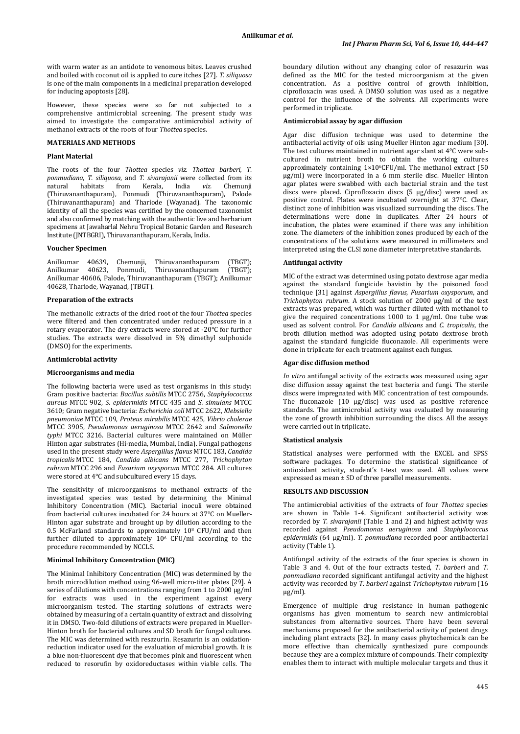with warm water as an antidote to venomous bites. Leaves crushed and boiled with coconut oil is applied to cure itches [27]. *T. siliquosa* is one of the main components in a medicinal preparation developed for inducing apoptosis [28].

However, these species were so far not subjected to a comprehensive antimicrobial screening. The present study was aimed to investigate the comparative antimicrobial activity of methanol extracts of the roots of four *Thottea* species.

## MATERIALS AND METHODS

### Plant Material

The roots of the four *Thottea* species *viz. Thottea barberi, T. ponmudiana, T. siliquosa*, and *T. sivarajanii* were collected from its natural habitats from Kerala, India *viz.* Chemunji (Thiruvananthapuram), Ponmudi (Thiruvananthapuram), Palode (Thiruvananthapuram) and Thariode (Wayanad). The taxonomic identity of all the species was certified by the concerned taxonomist and also confirmed by matching with the authentic live and herbarium specimens at Jawaharlal Nehru Tropical Botanic Garden and Research Institute (JNTBGRI), Thiruvananthapuram, Kerala, India.

### Voucher Specimen

Anilkumar 40639, Chemunji, Thiruvananthapuram (TBGT); Anilkumar 40623, Ponmudi, Thiruvananthapuram (TBGT); Anilkumar 40606, Palode, Thiruvananthapuram (TBGT); Anilkumar 40628, Thariode, Wayanad, (TBGT).

### Preparation of the extracts

The methanolic extracts of the dried root of the four *Thottea* species were filtered and then concentrated under reduced pressure in a rotary evaporator. The dry extracts were stored at -20°C for further studies. The extracts were dissolved in 5% dimethyl sulphoxide (DMSO) for the experiments.

### Antimicrobial activity

### Microorganisms and media

The following bacteria were used as test organisms in this study: Gram positive bacteria: *Bacillus subtilis* MTCC 2756, *Staphylococcus aureus* MTCC 902, *S. epidermidis* MTCC 435 and *S. simulans* MTCC 3610; Gram negative bacteria: *Escherichia coli* MTCC 2622, *Klebsiella pneumoniae* MTCC 109, *Proteus mirabilis* MTCC 425, *Vibrio cholerae* MTCC 3905, *Pseudomonas aeruginosa* MTCC 2642 and *Salmonella typhi* MTCC 3216. Bacterial cultures were maintained on Müller Hinton agar substrates (Hi-media, Mumbai, India). Fungal pathogens used in the present study were *Aspergillus flavus* MTCC 183, *Candida tropicalis* MTCC 184, *Candida albicans* MTCC 277, *Trichophyton rubrum* MTCC 296 and *Fusarium oxysporum* MTCC 284. All cultures were stored at 4°C and subcultured every 15 days.

The sensitivity of microorganisms to methanol extracts of the investigated species was tested by determining the Minimal Inhibitory Concentration (MIC). Bacterial inoculi were obtained from bacterial cultures incubated for 24 hours at 37°C on Mueller-Hinton agar substrate and brought up by dilution according to the 0.5 McFarland standards to approximately $10^8$ CFU/ml and then further diluted to approximately $10^6$ CFU/ml according to the procedure recommended by NCCLS.

### Minimal Inhibitory Concentration (MIC)

The Minimal Inhibitory Concentration (MIC) was determined by the broth microdilution method using 96-well micro-titer plates [29]. A series of dilutions with concentrations ranging from 1 to 2000 µg/ml for extracts was used in the experiment against every microorganism tested. The starting solutions of extracts were obtained by measuring of a certain quantity of extract and dissolving it in DMSO. Two-fold dilutions of extracts were prepared in Mueller-Hinton broth for bacterial cultures and SD broth for fungal cultures. The MIC was determined with resazurin. Resazurin is an oxidation-reduction indicator used for the evaluation of microbial growth. It is a blue non-fluorescent dye that becomes pink and fluorescent when reduced to resorufin by oxidoreductases within viable cells. The boundary dilution without any changing color of resazurin was defined as the MIC for the tested microorganism at the given concentration. As a positive control of growth inhibition, ciprofloxacin was used. A DMSO solution was used as a negative control for the influence of the solvents. All experiments were performed in triplicate.

### Antimicrobial assay by agar diffusion

Agar disc diffusion technique was used to determine the antibacterial activity of oils using Mueller Hinton agar medium [30]. The test cultures maintained in nutrient agar slant at 4°C were sub-cultured in nutrient broth to obtain the working cultures approximately containing $1\times10^6$CFU/ml. The methanol extract (50 µg/ml) were incorporated in a 6 mm sterile disc. Mueller Hinton agar plates were swabbed with each bacterial strain and the test discs were placed. Ciprofloxacin discs (5 µg/disc) were used as positive control. Plates were incubated overnight at 37°C. Clear, distinct zone of inhibition was visualized surrounding the discs. The determinations were done in duplicates. After 24 hours of incubation, the plates were examined if there was any inhibition zone. The diameters of the inhibition zones produced by each of the concentrations of the solutions were measured in millimeters and interpreted using the CLSI zone diameter interpretative standards.

### Antifungal activity

MIC of the extract was determined using potato dextrose agar media against the standard fungicide bavistin by the poisoned food technique [31] against *Aspergillus flavus*, *Fusarium oxysporum*, and *Trichophyton rubrum*. A stock solution of 2000 µg/ml of the test extracts was prepared, which was further diluted with methanol to give the required concentrations 1000 to 1 µg/ml. One tube was used as solvent control. For *Candida albicans* and *C. tropicalis*, the broth dilution method was adopted using potato dextrose broth against the standard fungicide fluconazole. All experiments were done in triplicate for each treatment against each fungus.

### Agar disc diffusion method

*In vitro* antifungal activity of the extracts was measured using agar disc diffusion assay against the test bacteria and fungi. The sterile discs were impregnated with MIC concentration of test compounds. The fluconazole (10 µg/disc) was used as positive reference standards. The antimicrobial activity was evaluated by measuring the zone of growth inhibition surrounding the discs. All the assays were carried out in triplicate.

### Statistical analysis

Statistical analyses were performed with the EXCEL and SPSS software packages. To determine the statistical significance of antioxidant activity, student's t-test was used. All values were expressed as mean ± SD of three parallel measurements.

## RESULTS AND DISCUSSION

The antimicrobial activities of the extracts of four *Thottea* species are shown in Table 1-4. Significant antibacterial activity was recorded by *T. sivarajanii* (Table 1 and 2) and highest activity was recorded against *Pseudomonas aeruginosa* and *Staphylococcus epidermidis* (64 µg/ml). *T. ponmudiana* recorded poor antibacterial activity (Table 1).

Antifungal activity of the extracts of the four species is shown in Table 3 and 4. Out of the four extracts tested, *T. barberi* and *T. ponmudiana* recorded significant antifungal activity and the highest activity was recorded by *T. barberi* against *Trichophyton rubrum* (16 µg/ml).

Emergence of multiple drug resistance in human pathogenic organisms has given momentum to search new antimicrobial substances from alternative sources. There have been several mechanisms proposed for the antibacterial activity of potent drugs including plant extracts [32]. In many cases phytochemicals can be more effective than chemically synthesized pure compounds because they are a complex mixture of compounds. Their complexity enables them to interact with multiple molecular targets and thus it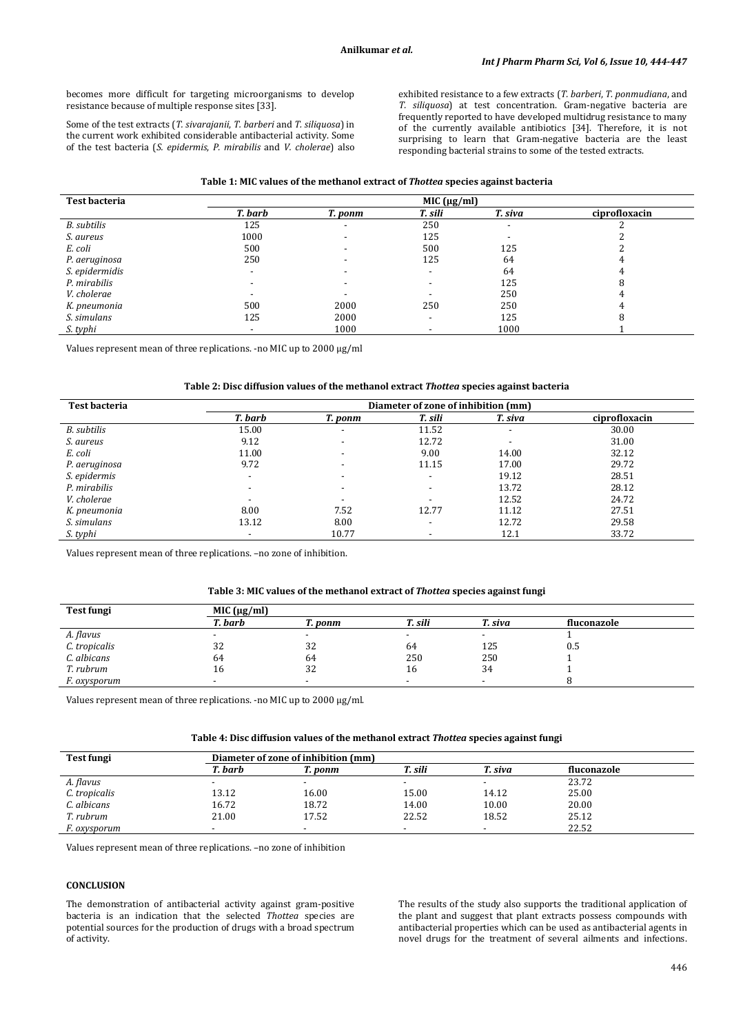becomes more difficult for targeting microorganisms to develop resistance because of multiple response sites [33].

Some of the test extracts (*T. sivarajanii*, *T. barberi* and *T. siliquosa*) in the current work exhibited considerable antibacterial activity. Some of the test bacteria (*S. epidermis*, *P. mirabilis* and *V. cholerae*) also exhibited resistance to a few extracts (*T. barberi*, *T. ponmudiana*, and *T. siliquosa*) at test concentration. Gram-negative bacteria are frequently reported to have developed multidrug resistance to many of the currently available antibiotics [34]. Therefore, it is not surprising to learn that Gram-negative bacteria are the least responding bacterial strains to some of the tested extracts.

**Table 1: MIC values of the methanol extract of *Thottea* species against bacteria**

| Test bacteria | MIC (µg/ml) | | | | |
|---|---|---|---|---|---|
| | *T. barb* | *T. ponm* | *T. sili* | *T. siva* | ciprofloxacin |
| *B. subtilis* | 125 | - | 250 | - | 2 |
| *S. aureus* | 1000 | - | 125 | - | 2 |
| *E. coli* | 500 | - | 500 | 125 | 2 |
| *P. aeruginosa* | 250 | - | 125 | 64 | 4 |
| *S. epidermidis* | - | - | - | 64 | 4 |
| *P. mirabilis* | - | - | - | 125 | 8 |
| *V. cholerae* | - | - | - | 250 | 4 |
| *K. pneumonia* | 500 | 2000 | 250 | 250 | 4 |
| *S. simulans* | 125 | 2000 | - | 125 | 8 |
| *S. typhi* | - | 1000 | - | 1000 | 1 |

Values represent mean of three replications. -no MIC up to 2000 µg/ml

**Table 2: Disc diffusion values of the methanol extract *Thottea* species against bacteria**

| Test bacteria | Diameter of zone of inhibition (mm) | | | | |
|---|---|---|---|---|---|
| | *T. barb* | *T. ponm* | *T. sili* | *T. siva* | ciprofloxacin |
| *B. subtilis* | 15.00 | - | 11.52 | - | 30.00 |
| *S. aureus* | 9.12 | - | 12.72 | - | 31.00 |
| *E. coli* | 11.00 | - | 9.00 | 14.00 | 32.12 |
| *P. aeruginosa* | 9.72 | - | 11.15 | 17.00 | 29.72 |
| *S. epidermis* | - | - | - | 19.12 | 28.51 |
| *P. mirabilis* | - | - | - | 13.72 | 28.12 |
| *V. cholerae* | - | - | - | 12.52 | 24.72 |
| *K. pneumonia* | 8.00 | 7.52 | 12.77 | 11.12 | 27.51 |
| *S. simulans* | 13.12 | 8.00 | - | 12.72 | 29.58 |
| *S. typhi* | - | 10.77 | - | 12.1 | 33.72 |

Values represent mean of three replications. –no zone of inhibition.

**Table 3: MIC values of the methanol extract of *Thottea* species against fungi**

| Test fungi | MIC (µg/ml) | | | | |
|---|---|---|---|---|---|
| | *T. barb* | *T. ponm* | *T. sili* | *T. siva* | fluconazole |
| *A. flavus* | - | - | - | - | 1 |
| *C. tropicalis* | 32 | 32 | 64 | 125 | 0.5 |
| *C. albicans* | 64 | 64 | 250 | 250 | 1 |
| *T. rubrum* | 16 | 32 | 16 | 34 | 1 |
| *F. oxysporum* | - | - | - | - | 8 |

Values represent mean of three replications. -no MIC up to 2000 µg/ml.

**Table 4: Disc diffusion values of the methanol extract *Thottea* species against fungi**

| Test fungi | Diameter of zone of inhibition (mm) | | | | |
|---|---|---|---|---|---|
| | *T. barb* | *T. ponm* | *T. sili* | *T. siva* | fluconazole |
| *A. flavus* | - | - | - | - | 23.72 |
| *C. tropicalis* | 13.12 | 16.00 | 15.00 | 14.12 | 25.00 |
| *C. albicans* | 16.72 | 18.72 | 14.00 | 10.00 | 20.00 |
| *T. rubrum* | 21.00 | 17.52 | 22.52 | 18.52 | 25.12 |
| *F. oxysporum* | - | - | - | - | 22.52 |

Values represent mean of three replications. –no zone of inhibition

## CONCLUSION

The demonstration of antibacterial activity against gram-positive bacteria is an indication that the selected *Thottea* species are potential sources for the production of drugs with a broad spectrum of activity.

The results of the study also supports the traditional application of the plant and suggest that plant extracts possess compounds with antibacterial properties which can be used as antibacterial agents in novel drugs for the treatment of several ailments and infections.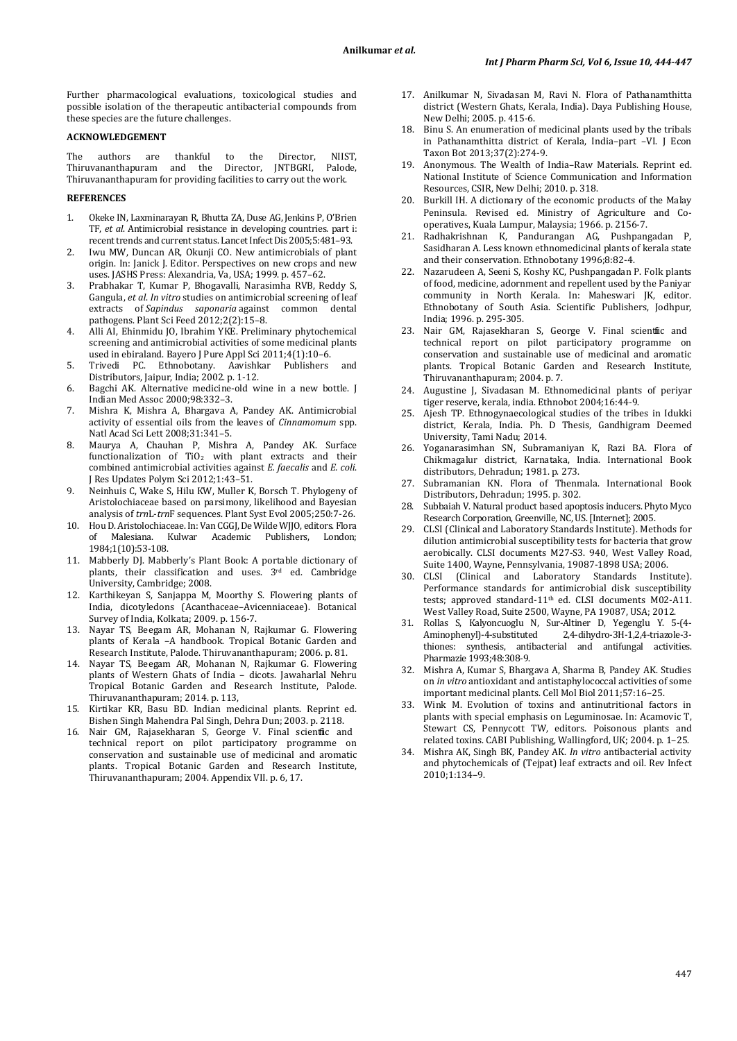Further pharmacological evaluations, toxicological studies and possible isolation of the therapeutic antibacterial compounds from these species are the future challenges.

## ACKNOWLEDGEMENT

The authors are thankful to the Director, NIIST, Thiruvananthapuram and the Director, JNTBGRI, Palode, Thiruvananthapuram for providing facilities to carry out the work.

## REFERENCES

1. Okeke IN, Laxminarayan R, Bhutta ZA, Duse AG, Jenkins P, O'Brien TF, *et al*. Antimicrobial resistance in developing countries. part i: recent trends and current status. Lancet Infect Dis 2005;5:481–93.
2. Iwu MW, Duncan AR, Okunji CO. New antimicrobials of plant origin. In: Janick J. Editor. Perspectives on new crops and new uses. JASHS Press: Alexandria, Va, USA; 1999. p. 457–62.
3. Prabhakar T, Kumar P, Bhogavalli, Narasimha RVB, Reddy S, Gangula, *et al*. *In vitro* studies on antimicrobial screening of leaf extracts of *Sapindus saponaria* against common dental pathogens. Plant Sci Feed 2012;2(2):15–8.
4. Alli AI, Ehinmidu JO, Ibrahim YKE. Preliminary phytochemical screening and antimicrobial activities of some medicinal plants used in ebiraland. Bayero J Pure Appl Sci 2011;4(1):10–6.
5. Trivedi PC. Ethnobotany. Aavishkar Publishers and Distributors, Jaipur, India; 2002. p. 1-12.
6. Bagchi AK. Alternative medicine-old wine in a new bottle. J Indian Med Assoc 2000;98:332–3.
7. Mishra K, Mishra A, Bhargava A, Pandey AK. Antimicrobial activity of essential oils from the leaves of *Cinnamomum* spp. Natl Acad Sci Lett 2008;31:341–5.
8. Maurya A, Chauhan P, Mishra A, Pandey AK. Surface functionalization of $TiO_2$ with plant extracts and their combined antimicrobial activities against *E. faecalis* and *E. coli*. J Res Updates Polym Sci 2012;1:43–51.
9. Neinhuis C, Wake S, Hilu KW, Muller K, Borsch T. Phylogeny of Aristolochiaceae based on parsimony, likelihood and Bayesian analysis of *trn*L-*trn*F sequences. Plant Syst Evol 2005;250:7-26.
10. Hou D. Aristolochiaceae. In: Van CGGJ, De Wilde WJJO, editors. Flora of Malesiana. Kulwar Academic Publishers, London; 1984;1(10):53-108.
11. Mabberly DJ. Mabberly's Plant Book: A portable dictionary of plants, their classification and uses. 3rd ed. Cambridge University, Cambridge; 2008.
12. Karthikeyan S, Sanjappa M, Moorthy S. Flowering plants of India, dicotyledons (Acanthaceae–Avicenniaceae). Botanical Survey of India, Kolkata; 2009. p. 156-7.
13. Nayar TS, Beegam AR, Mohanan N, Rajkumar G. Flowering plants of Kerala –A handbook. Tropical Botanic Garden and Research Institute, Palode. Thiruvananthapuram; 2006. p. 81.
14. Nayar TS, Beegam AR, Mohanan N, Rajkumar G. Flowering plants of Western Ghats of India – dicots. Jawaharlal Nehru Tropical Botanic Garden and Research Institute, Palode. Thiruvananthapuram; 2014. p. 113,
15. Kirtikar KR, Basu BD. Indian medicinal plants. Reprint ed. Bishen Singh Mahendra Pal Singh, Dehra Dun; 2003. p. 2118.
16. Nair GM, Rajasekharan S, George V. Final scientific and technical report on pilot participatory programme on conservation and sustainable use of medicinal and aromatic plants. Tropical Botanic Garden and Research Institute, Thiruvananthapuram; 2004. Appendix VII. p. 6, 17.
17. Anilkumar N, Sivadasan M, Ravi N. Flora of Pathanamthitta district (Western Ghats, Kerala, India). Daya Publishing House, New Delhi; 2005. p. 415-6.
18. Binu S. An enumeration of medicinal plants used by the tribals in Pathanamthitta district of Kerala, India–part –VI. J Econ Taxon Bot 2013;37(2):274-9.
19. Anonymous. The Wealth of India–Raw Materials. Reprint ed. National Institute of Science Communication and Information Resources, CSIR, New Delhi; 2010. p. 318.
20. Burkill IH. A dictionary of the economic products of the Malay Peninsula. Revised ed. Ministry of Agriculture and Co-operatives, Kuala Lumpur, Malaysia; 1966. p. 2156-7.
21. Radhakrishnan K, Pandurangan AG, Pushpangadan P, Sasidharan A. Less known ethnomedicinal plants of kerala state and their conservation. Ethnobotany 1996;8:82-4.
22. Nazarudeen A, Seeni S, Koshy KC, Pushpangadan P. Folk plants of food, medicine, adornment and repellent used by the Paniyar community in North Kerala. In: Maheswari JK, editor. Ethnobotany of South Asia. Scientific Publishers, Jodhpur, India; 1996. p. 295-305.
23. Nair GM, Rajasekharan S, George V. Final scientific and technical report on pilot participatory programme on conservation and sustainable use of medicinal and aromatic plants. Tropical Botanic Garden and Research Institute, Thiruvananthapuram; 2004. p. 7.
24. Augustine J, Sivadasan M. Ethnomedicinal plants of periyar tiger reserve, kerala, india. Ethnobot 2004;16:44-9.
25. Ajesh TP. Ethnogynaecological studies of the tribes in Idukki district, Kerala, India. Ph. D Thesis, Gandhigram Deemed University, Tami Nadu; 2014.
26. Yoganarasimhan SN, Subramaniyan K, Razi BA. Flora of Chikmagalur district, Karnataka, India. International Book distributors, Dehradun; 1981. p. 273.
27. Subramanian KN. Flora of Thenmala. International Book Distributors, Dehradun; 1995. p. 302.
28. Subbaiah V. Natural product based apoptosis inducers. Phyto Myco Research Corporation, Greenville, NC, US. [Internet]; 2005.
29. CLSI (Clinical and Laboratory Standards Institute). Methods for dilution antimicrobial susceptibility tests for bacteria that grow aerobically. CLSI documents M27-S3. 940, West Valley Road, Suite 1400, Wayne, Pennsylvania, 19087-1898 USA; 2006.
30. CLSI (Clinical and Laboratory Standards Institute). Performance standards for antimicrobial disk susceptibility tests; approved standard-11th ed. CLSI documents M02-A11. West Valley Road, Suite 2500, Wayne, PA 19087, USA; 2012.
31. Rollas S, Kalyoncuoglu N, Sur-Altiner D, Yegenglu Y. 5-(4-Aminophenyl)-4-substituted 2,4-dihydro-3H-1,2,4-triazole-3-thiones: synthesis, antibacterial and antifungal activities. Pharmazie 1993;48:308-9.
32. Mishra A, Kumar S, Bhargava A, Sharma B, Pandey AK. Studies on *in vitro* antioxidant and antistaphylococcal activities of some important medicinal plants. Cell Mol Biol 2011;57:16–25.
33. Wink M. Evolution of toxins and antinutritional factors in plants with special emphasis on Leguminosae. In: Acamovic T, Stewart CS, Pennycott TW, editors. Poisonous plants and related toxins. CABI Publishing, Wallingford, UK; 2004. p. 1–25.
34. Mishra AK, Singh BK, Pandey AK. *In vitro* antibacterial activity and phytochemicals of (Tejpat) leaf extracts and oil. Rev Infect 2010;1:134–9.